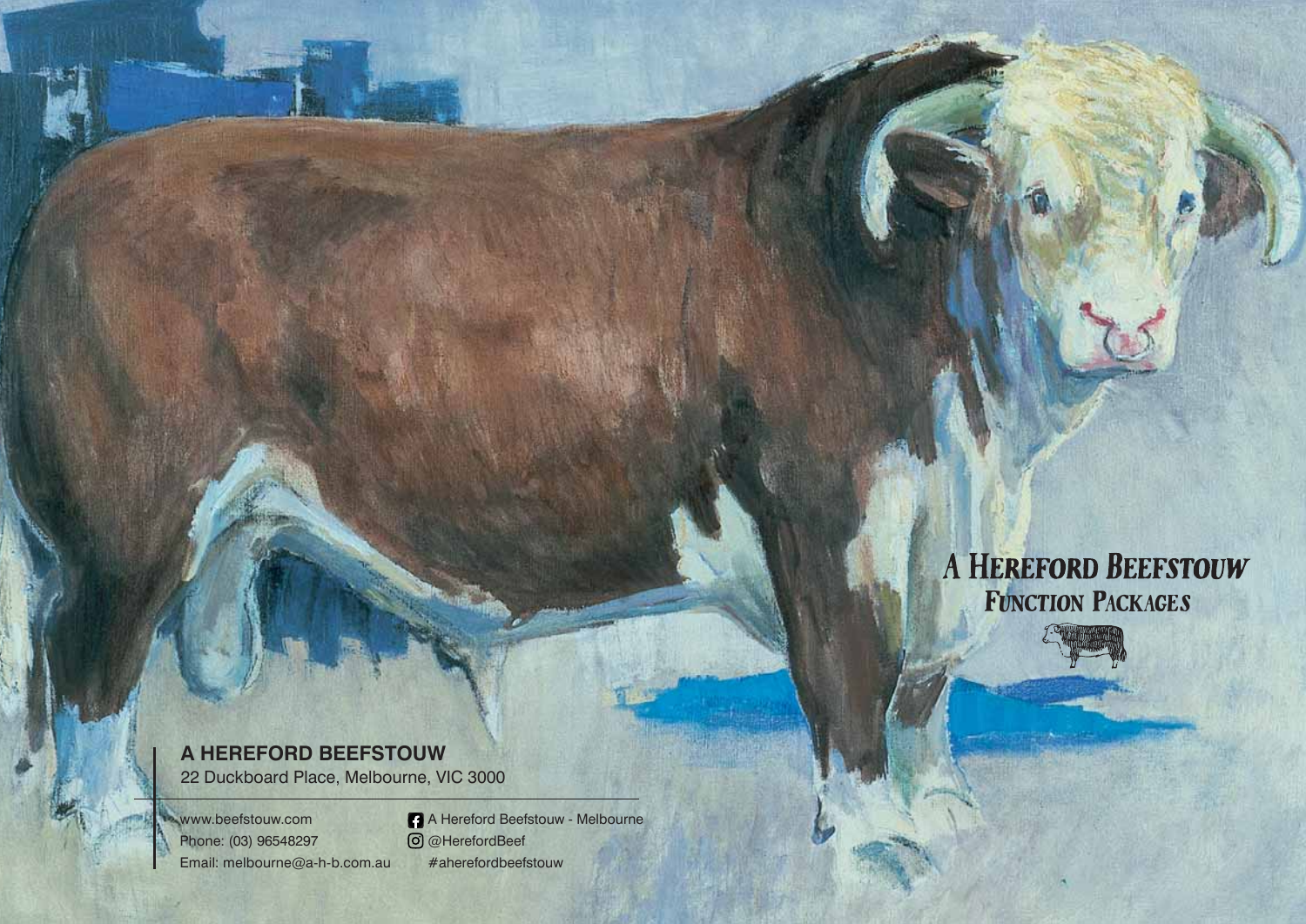# A Hereford Beefstouw
## Function Packages

**A HEREFORD BEEFSTOUW**
22 Duckboard Place, Melbourne, VIC 3000

www.beefstouw.com
Phone: (03) 96548297
Email: melbourne@a-h-b.com.au

A Hereford Beefstouw - Melbourne
@HerefordBeef
#aherefordbeefstouw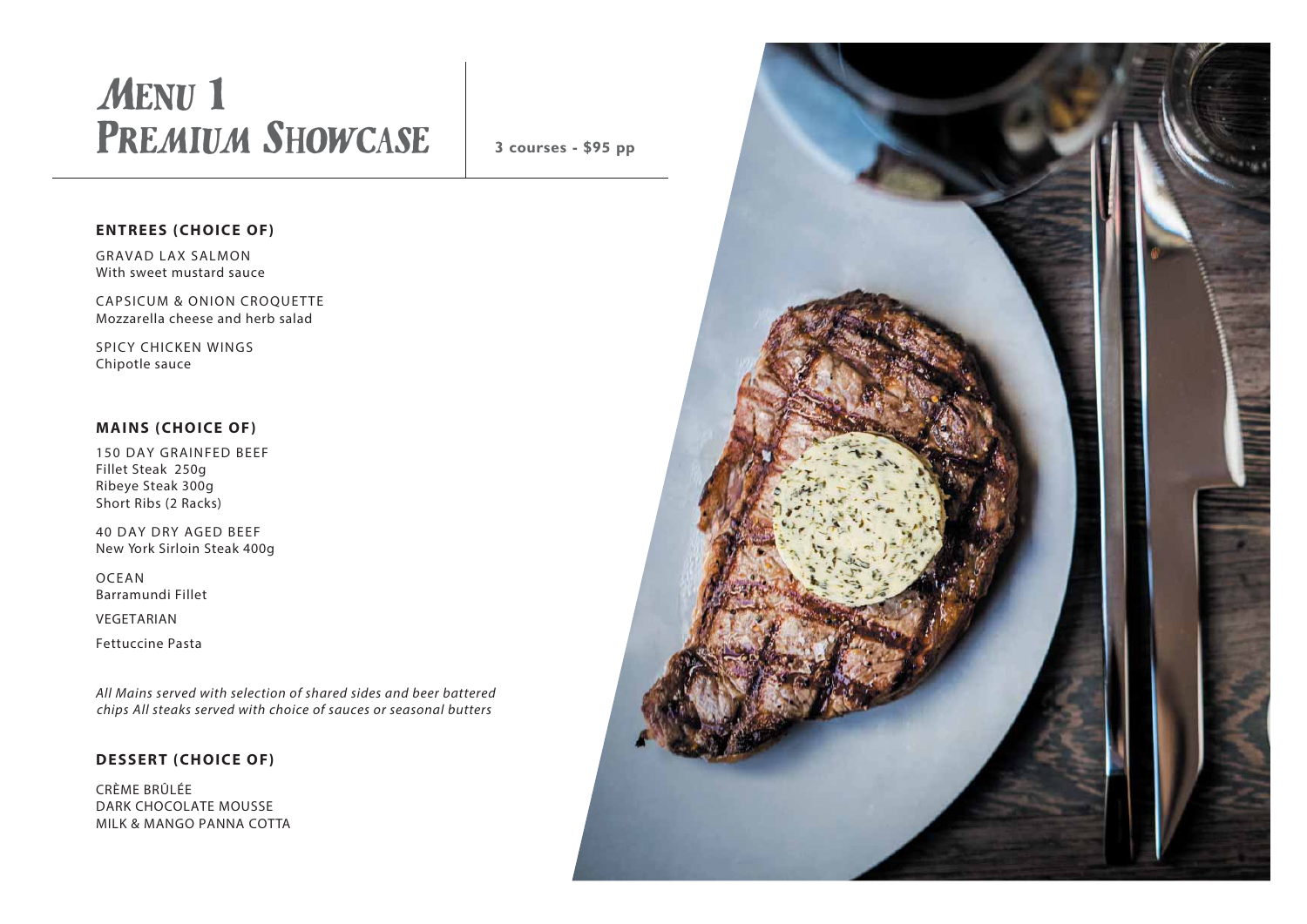# Menu 1 Premium Showcase

**3 courses - $95 pp**

### ENTREES (CHOICE OF)

GRAVAD LAX SALMON
With sweet mustard sauce

CAPSICUM & ONION CROQUETTE
Mozzarella cheese and herb salad

SPICY CHICKEN WINGS
Chipotle sauce

### MAINS (CHOICE OF)

150 DAY GRAINFED BEEF
Fillet Steak 250g
Ribeye Steak 300g
Short Ribs (2 Racks)

40 DAY DRY AGED BEEF
New York Sirloin Steak 400g

OCEAN
Barramundi Fillet

VEGETARIAN

Fettuccine Pasta

*All Mains served with selection of shared sides and beer battered chips All steaks served with choice of sauces or seasonal butters*

### DESSERT (CHOICE OF)

CRÈME BRÛLÉE
DARK CHOCOLATE MOUSSE
MILK & MANGO PANNA COTTA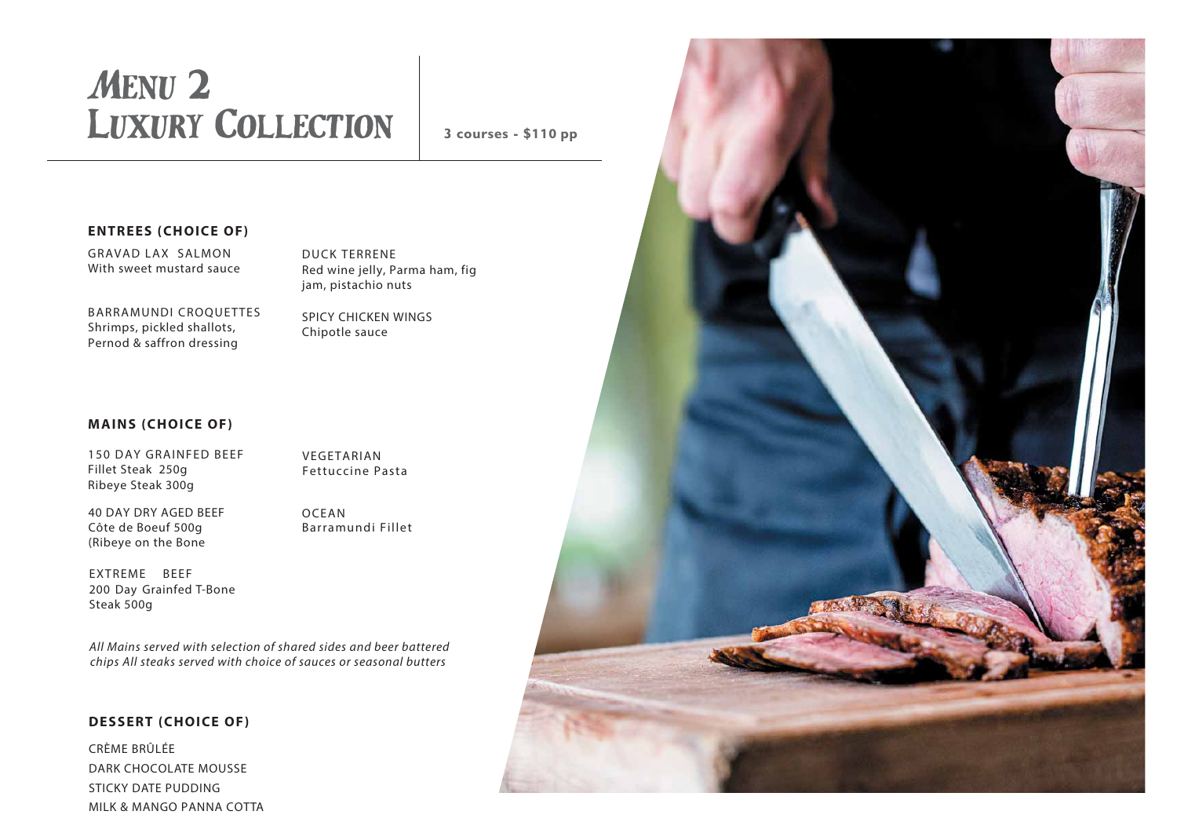# Menu 2 Luxury Collection

**3 courses - $110 pp**

### ENTREES (CHOICE OF)

GRAVAD LAX SALMON
With sweet mustard sauce

BARRAMUNDI CROQUETTES
Shrimps, pickled shallots, Pernod & saffron dressing

DUCK TERRENE
Red wine jelly, Parma ham, fig jam, pistachio nuts

SPICY CHICKEN WINGS
Chipotle sauce

### MAINS (CHOICE OF)

150 DAY GRAINFED BEEF
Fillet Steak 250g
Ribeye Steak 300g

40 DAY DRY AGED BEEF
Côte de Boeuf 500g
(Ribeye on the Bone

EXTREME BEEF
200 Day Grainfed T-Bone Steak 500g

VEGETARIAN
Fettuccine Pasta

OCEAN
Barramundi Fillet

*All Mains served with selection of shared sides and beer battered chips All steaks served with choice of sauces or seasonal butters*

### DESSERT (CHOICE OF)

CRÈME BRÛLÉE
DARK CHOCOLATE MOUSSE
STICKY DATE PUDDING
MILK & MANGO PANNA COTTA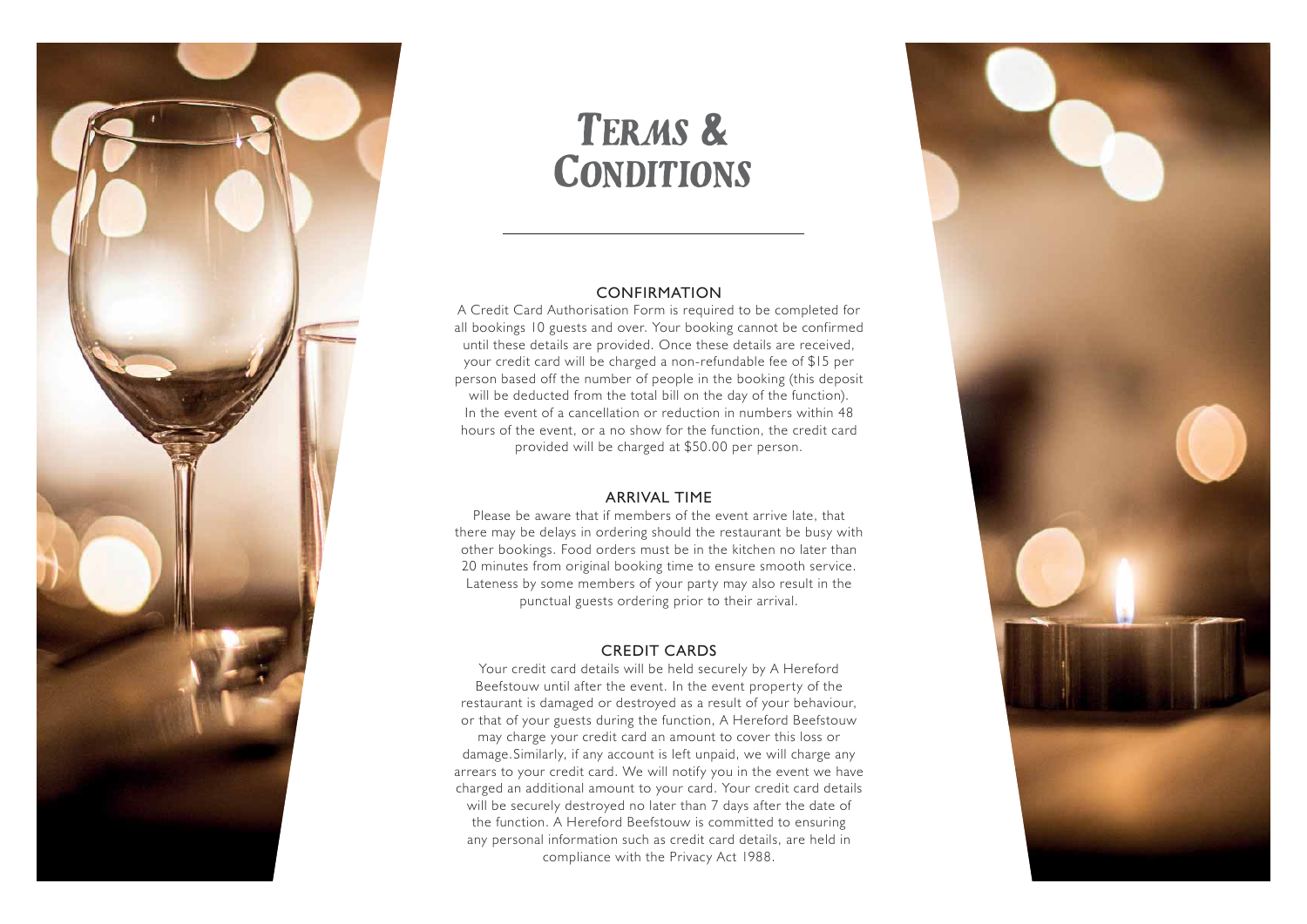# Terms & Conditions

## CONFIRMATION

A Credit Card Authorisation Form is required to be completed for all bookings 10 guests and over. Your booking cannot be confirmed until these details are provided. Once these details are received, your credit card will be charged a non-refundable fee of $15 per person based off the number of people in the booking (this deposit will be deducted from the total bill on the day of the function). In the event of a cancellation or reduction in numbers within 48 hours of the event, or a no show for the function, the credit card provided will be charged at $50.00 per person.

## ARRIVAL TIME

Please be aware that if members of the event arrive late, that there may be delays in ordering should the restaurant be busy with other bookings. Food orders must be in the kitchen no later than 20 minutes from original booking time to ensure smooth service. Lateness by some members of your party may also result in the punctual guests ordering prior to their arrival.

## CREDIT CARDS

Your credit card details will be held securely by A Hereford Beefstouw until after the event. In the event property of the restaurant is damaged or destroyed as a result of your behaviour, or that of your guests during the function, A Hereford Beefstouw may charge your credit card an amount to cover this loss or damage.Similarly, if any account is left unpaid, we will charge any arrears to your credit card. We will notify you in the event we have charged an additional amount to your card. Your credit card details will be securely destroyed no later than 7 days after the date of the function. A Hereford Beefstouw is committed to ensuring any personal information such as credit card details, are held in compliance with the Privacy Act 1988.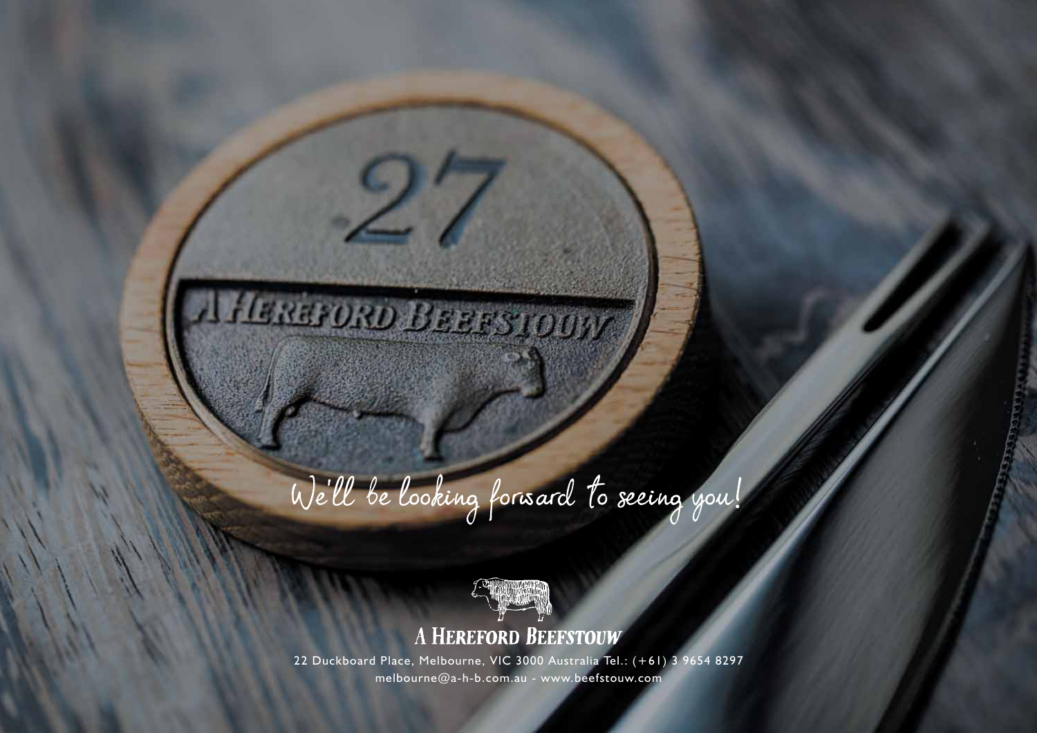We'll be looking forward to seeing you!

A HEREFORD BEEFSTOUW

22 Duckboard Place, Melbourne, VIC 3000 Australia Tel.: (+61) 3 9654 8297

melbourne@a-h-b.com.au - www.beefstouw.com